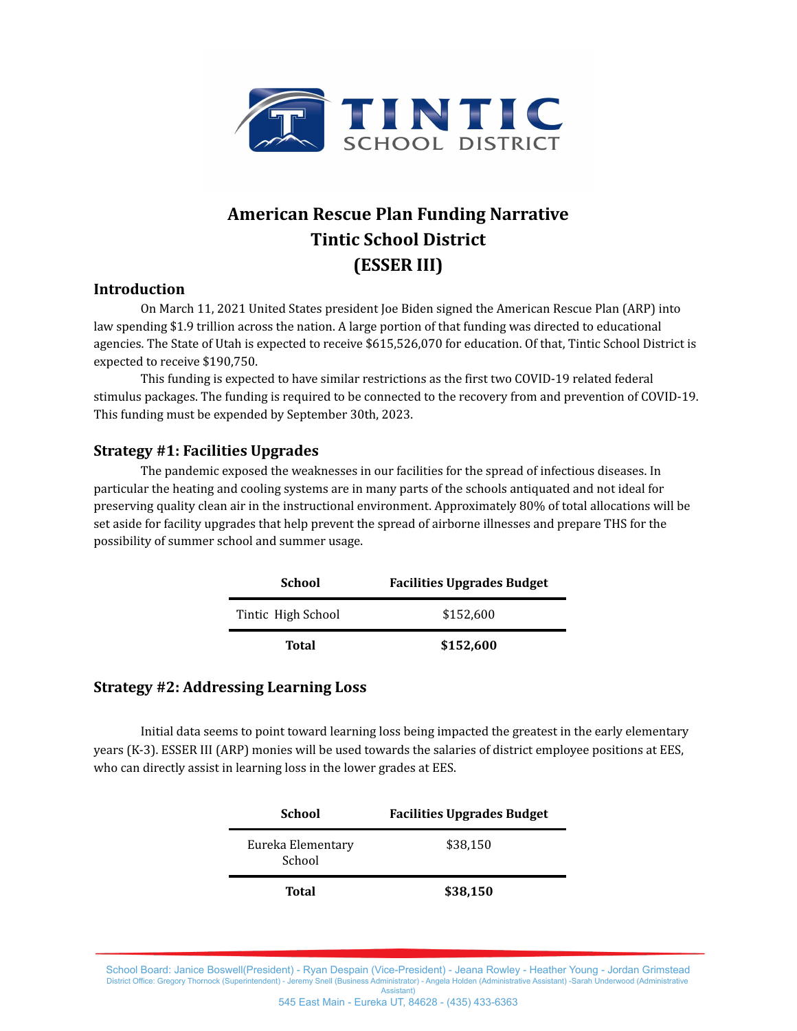# American Rescue Plan Funding Narrative
# Tintic School District
# (ESSER III)

## Introduction

On March 11, 2021 United States president Joe Biden signed the American Rescue Plan (ARP) into law spending $1.9 trillion across the nation. A large portion of that funding was directed to educational agencies. The State of Utah is expected to receive $615,526,070 for education. Of that, Tintic School District is expected to receive $190,750.

This funding is expected to have similar restrictions as the first two COVID-19 related federal stimulus packages. The funding is required to be connected to the recovery from and prevention of COVID-19. This funding must be expended by September 30th, 2023.

## Strategy #1: Facilities Upgrades

The pandemic exposed the weaknesses in our facilities for the spread of infectious diseases. In particular the heating and cooling systems are in many parts of the schools antiquated and not ideal for preserving quality clean air in the instructional environment. Approximately 80% of total allocations will be set aside for facility upgrades that help prevent the spread of airborne illnesses and prepare THS for the possibility of summer school and summer usage.

| School | Facilities Upgrades Budget |
|---|---|
| Tintic High School | $152,600 |
| **Total** | **$152,600** |

## Strategy #2: Addressing Learning Loss

Initial data seems to point toward learning loss being impacted the greatest in the early elementary years (K-3). ESSER III (ARP) monies will be used towards the salaries of district employee positions at EES, who can directly assist in learning loss in the lower grades at EES.

| School | Facilities Upgrades Budget |
|---|---|
| Eureka Elementary School | $38,150 |
| **Total** | **$38,150** |

School Board: Janice Boswell(President) - Ryan Despain (Vice-President) - Jeana Rowley - Heather Young - Jordan Grimstead
District Office: Gregory Thornock (Superintendent) - Jeremy Snell (Business Administrator) - Angela Holden (Administrative Assistant) -Sarah Underwood (Administrative Assistant)
545 East Main - Eureka UT, 84628 - (435) 433-6363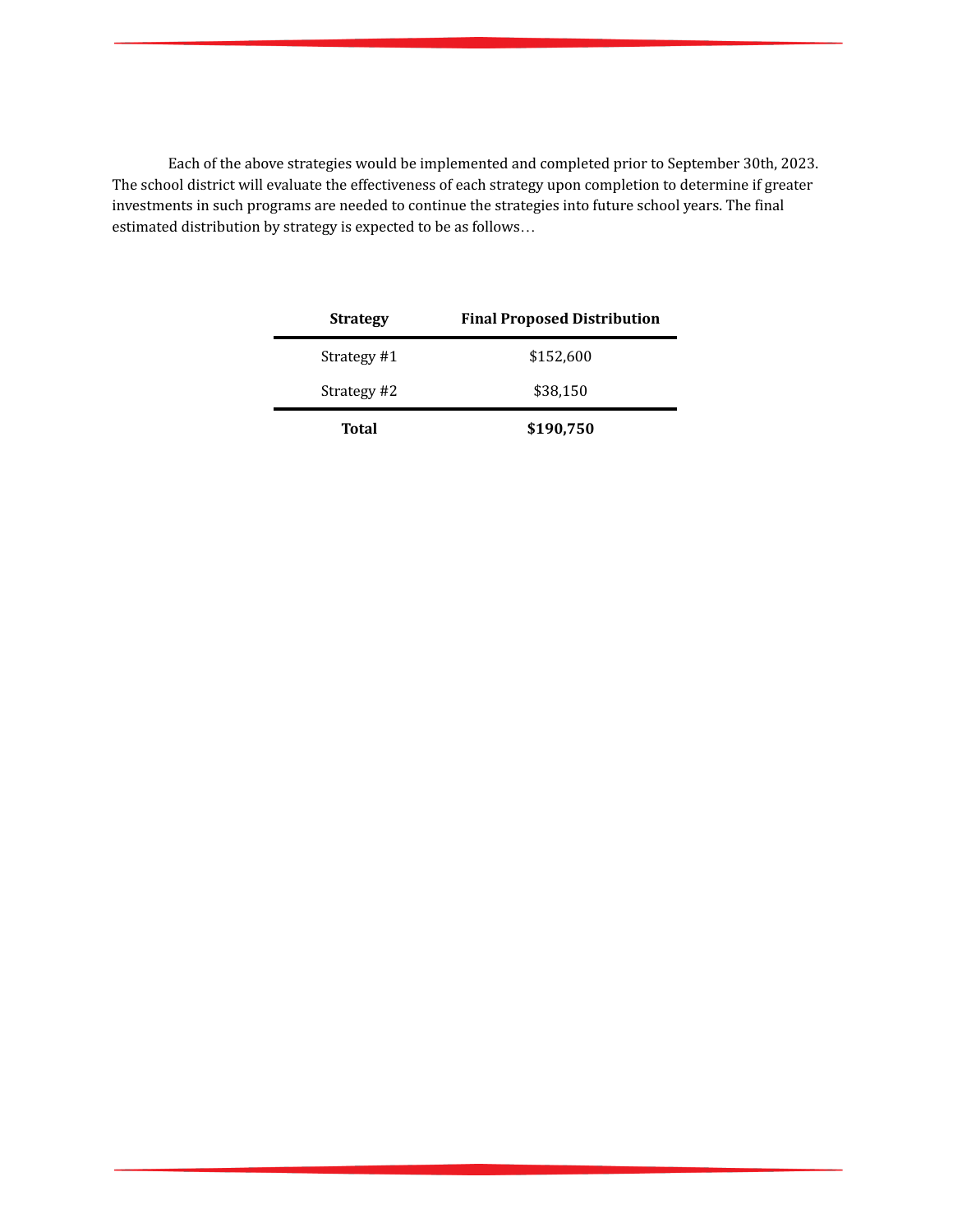Each of the above strategies would be implemented and completed prior to September 30th, 2023. The school district will evaluate the effectiveness of each strategy upon completion to determine if greater investments in such programs are needed to continue the strategies into future school years. The final estimated distribution by strategy is expected to be as follows…

| Strategy | Final Proposed Distribution |
|---|---|
| Strategy #1 | $152,600 |
| Strategy #2 | $38,150 |
| **Total** | **$190,750** |